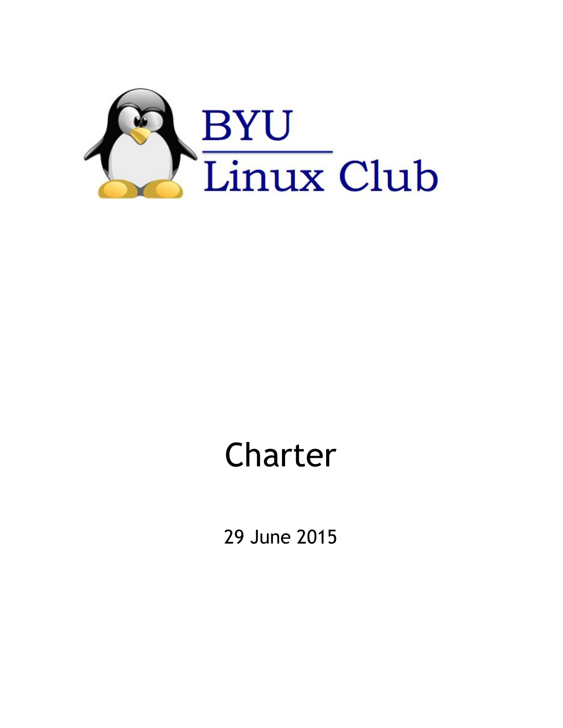BYU

Linux Club

# Charter

29 June 2015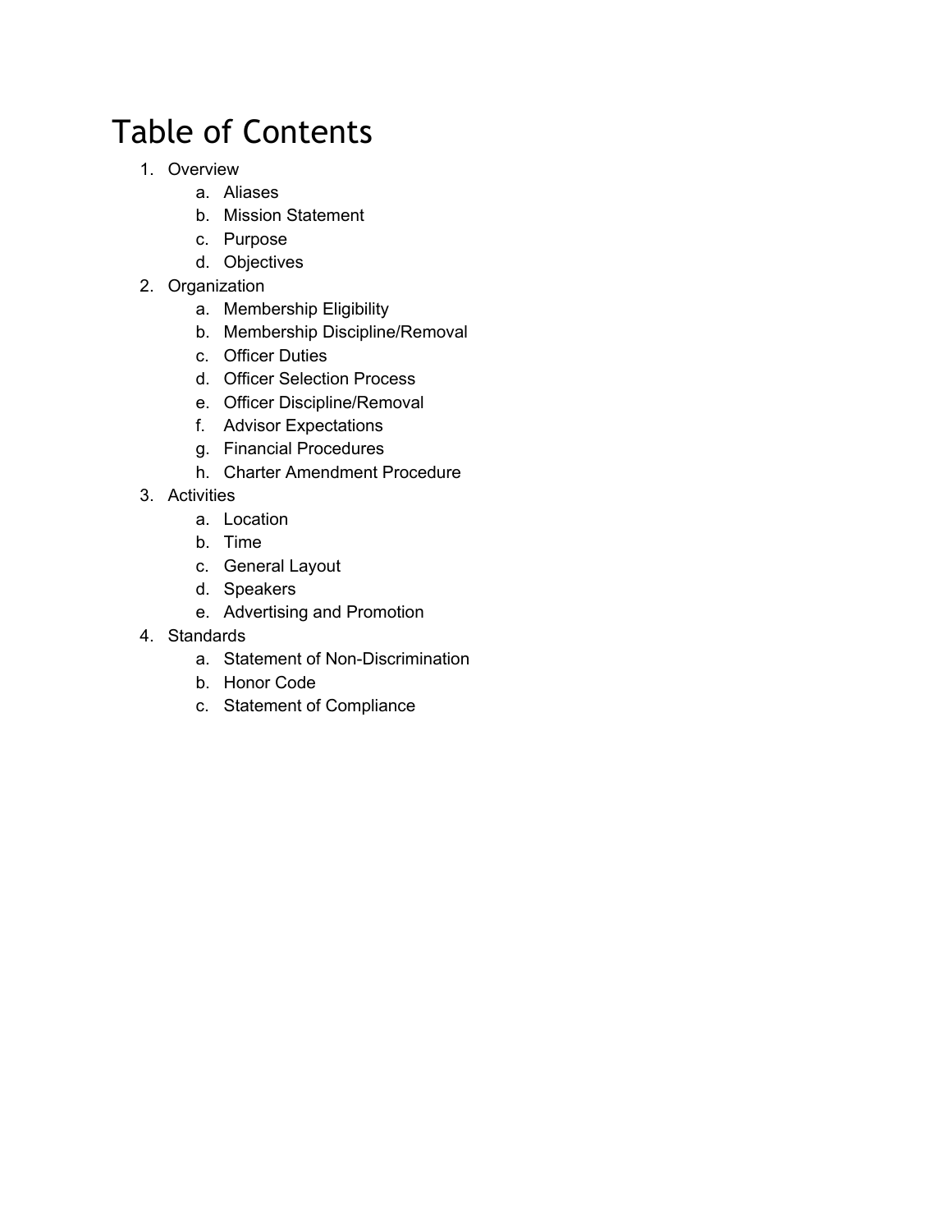# Table of Contents

1. Overview
    a. Aliases
    b. Mission Statement
    c. Purpose
    d. Objectives
2. Organization
    a. Membership Eligibility
    b. Membership Discipline/Removal
    c. Officer Duties
    d. Officer Selection Process
    e. Officer Discipline/Removal
    f. Advisor Expectations
    g. Financial Procedures
    h. Charter Amendment Procedure
3. Activities
    a. Location
    b. Time
    c. General Layout
    d. Speakers
    e. Advertising and Promotion
4. Standards
    a. Statement of Non-Discrimination
    b. Honor Code
    c. Statement of Compliance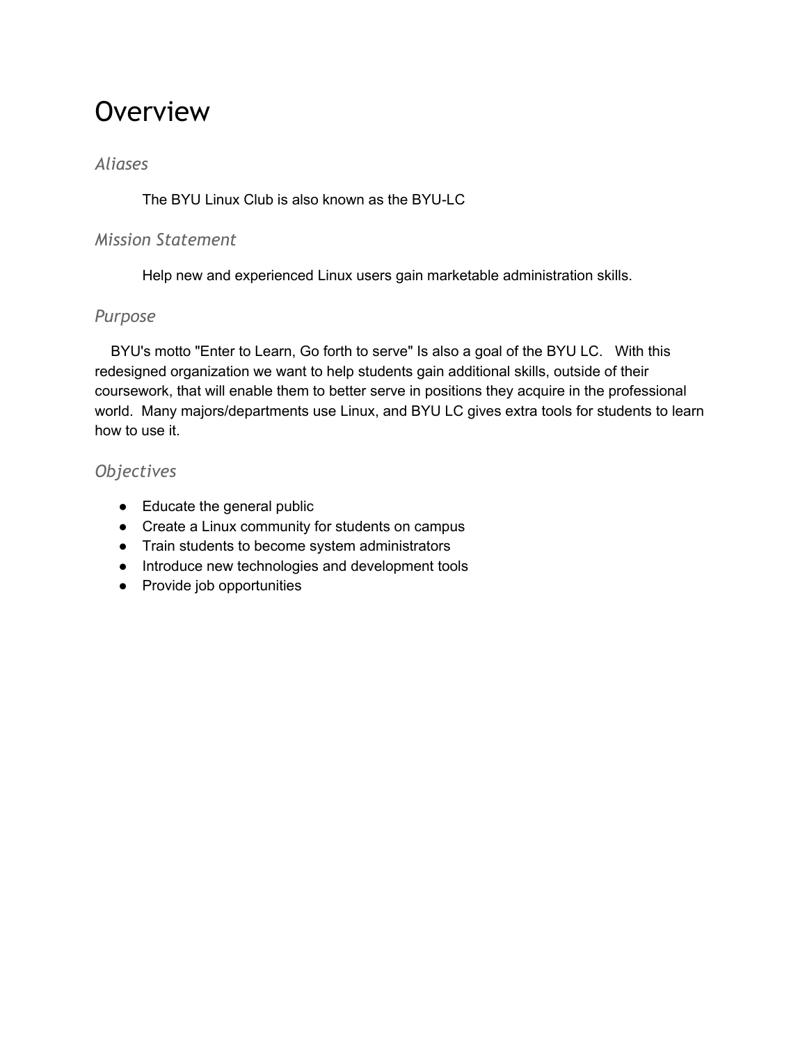# Overview

## *Aliases*

The BYU Linux Club is also known as the BYU-LC

## *Mission Statement*

Help new and experienced Linux users gain marketable administration skills.

## *Purpose*

BYU's motto "Enter to Learn, Go forth to serve" Is also a goal of the BYU LC. With this redesigned organization we want to help students gain additional skills, outside of their coursework, that will enable them to better serve in positions they acquire in the professional world. Many majors/departments use Linux, and BYU LC gives extra tools for students to learn how to use it.

## *Objectives*

- Educate the general public
- Create a Linux community for students on campus
- Train students to become system administrators
- Introduce new technologies and development tools
- Provide job opportunities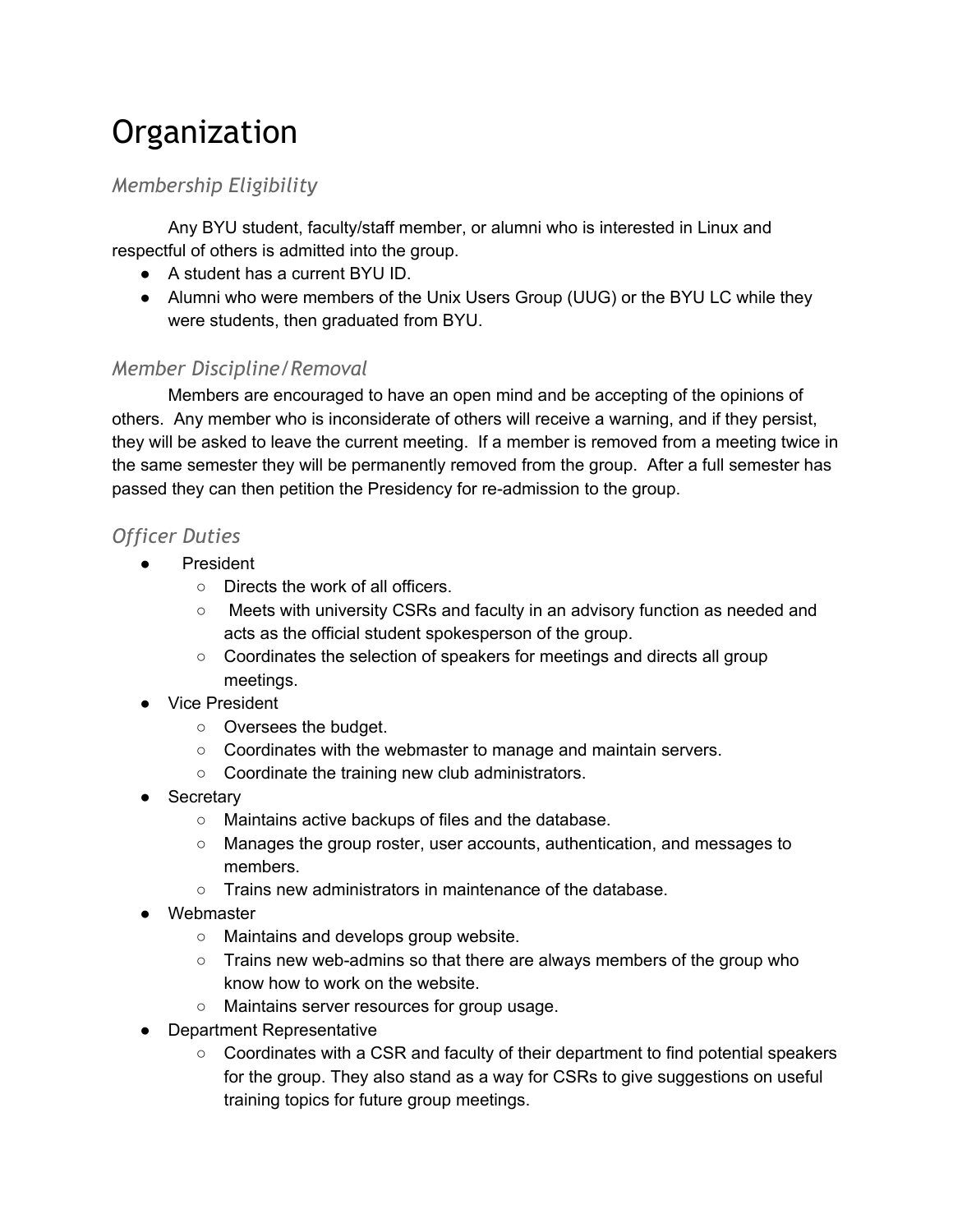# Organization

### *Membership Eligibility*

Any BYU student, faculty/staff member, or alumni who is interested in Linux and respectful of others is admitted into the group.

- A student has a current BYU ID.
- Alumni who were members of the Unix Users Group (UUG) or the BYU LC while they were students, then graduated from BYU.

### *Member Discipline/Removal*

Members are encouraged to have an open mind and be accepting of the opinions of others. Any member who is inconsiderate of others will receive a warning, and if they persist, they will be asked to leave the current meeting. If a member is removed from a meeting twice in the same semester they will be permanently removed from the group. After a full semester has passed they can then petition the Presidency for re-admission to the group.

### *Officer Duties*

- President
  - Directs the work of all officers.
  - Meets with university CSRs and faculty in an advisory function as needed and acts as the official student spokesperson of the group.
  - Coordinates the selection of speakers for meetings and directs all group meetings.
- Vice President
  - Oversees the budget.
  - Coordinates with the webmaster to manage and maintain servers.
  - Coordinate the training new club administrators.
- Secretary
  - Maintains active backups of files and the database.
  - Manages the group roster, user accounts, authentication, and messages to members.
  - Trains new administrators in maintenance of the database.
- Webmaster
  - Maintains and develops group website.
  - Trains new web-admins so that there are always members of the group who know how to work on the website.
  - Maintains server resources for group usage.
- Department Representative
  - Coordinates with a CSR and faculty of their department to find potential speakers for the group. They also stand as a way for CSRs to give suggestions on useful training topics for future group meetings.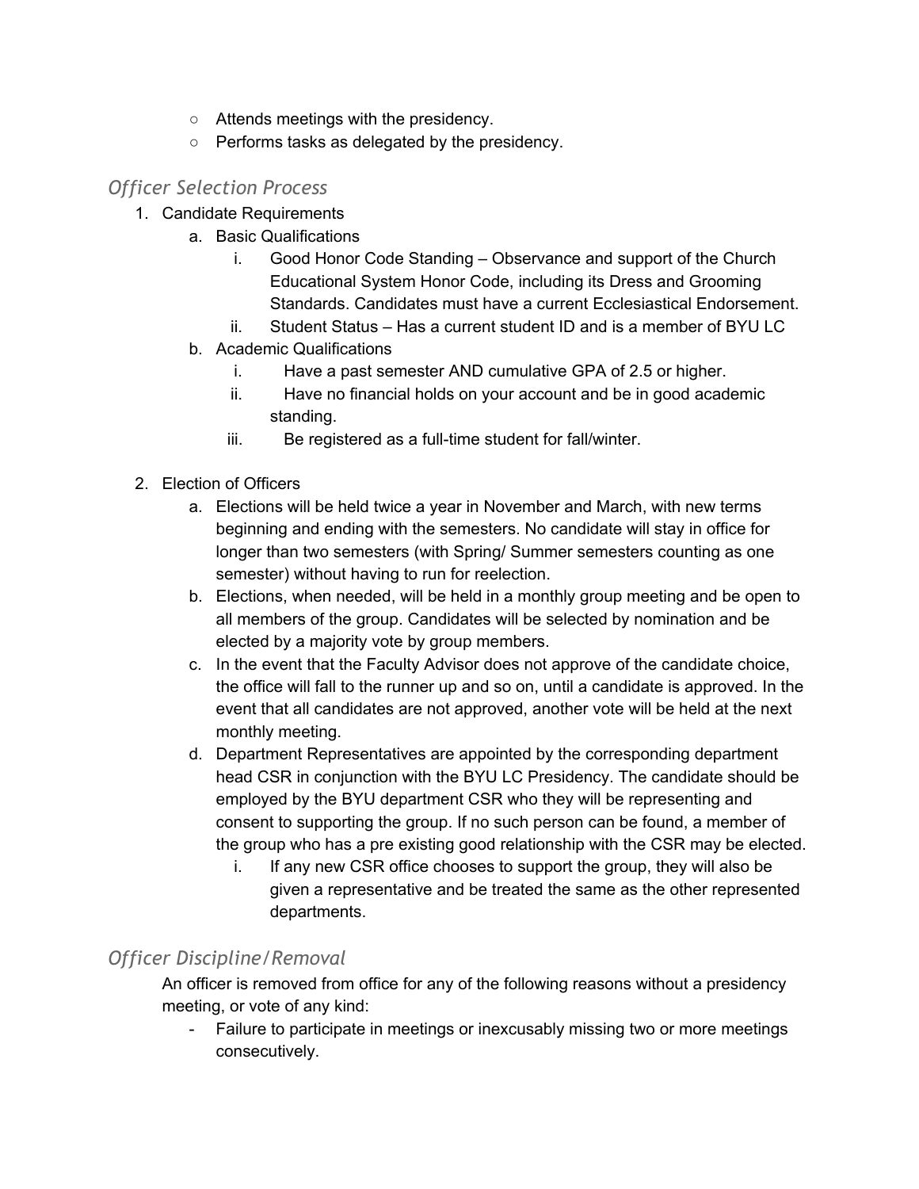- Attends meetings with the presidency.
- Performs tasks as delegated by the presidency.

### *Officer Selection Process*

1. Candidate Requirements
    a. Basic Qualifications
        i. Good Honor Code Standing – Observance and support of the Church Educational System Honor Code, including its Dress and Grooming Standards. Candidates must have a current Ecclesiastical Endorsement.
        ii. Student Status – Has a current student ID and is a member of BYU LC
    b. Academic Qualifications
        i. Have a past semester AND cumulative GPA of 2.5 or higher.
        ii. Have no financial holds on your account and be in good academic standing.
        iii. Be registered as a full-time student for fall/winter.

2. Election of Officers
    a. Elections will be held twice a year in November and March, with new terms beginning and ending with the semesters. No candidate will stay in office for longer than two semesters (with Spring/ Summer semesters counting as one semester) without having to run for reelection.
    b. Elections, when needed, will be held in a monthly group meeting and be open to all members of the group. Candidates will be selected by nomination and be elected by a majority vote by group members.
    c. In the event that the Faculty Advisor does not approve of the candidate choice, the office will fall to the runner up and so on, until a candidate is approved. In the event that all candidates are not approved, another vote will be held at the next monthly meeting.
    d. Department Representatives are appointed by the corresponding department head CSR in conjunction with the BYU LC Presidency. The candidate should be employed by the BYU department CSR who they will be representing and consent to supporting the group. If no such person can be found, a member of the group who has a pre existing good relationship with the CSR may be elected.
        i. If any new CSR office chooses to support the group, they will also be given a representative and be treated the same as the other represented departments.

### *Officer Discipline/Removal*

An officer is removed from office for any of the following reasons without a presidency meeting, or vote of any kind:

- Failure to participate in meetings or inexcusably missing two or more meetings consecutively.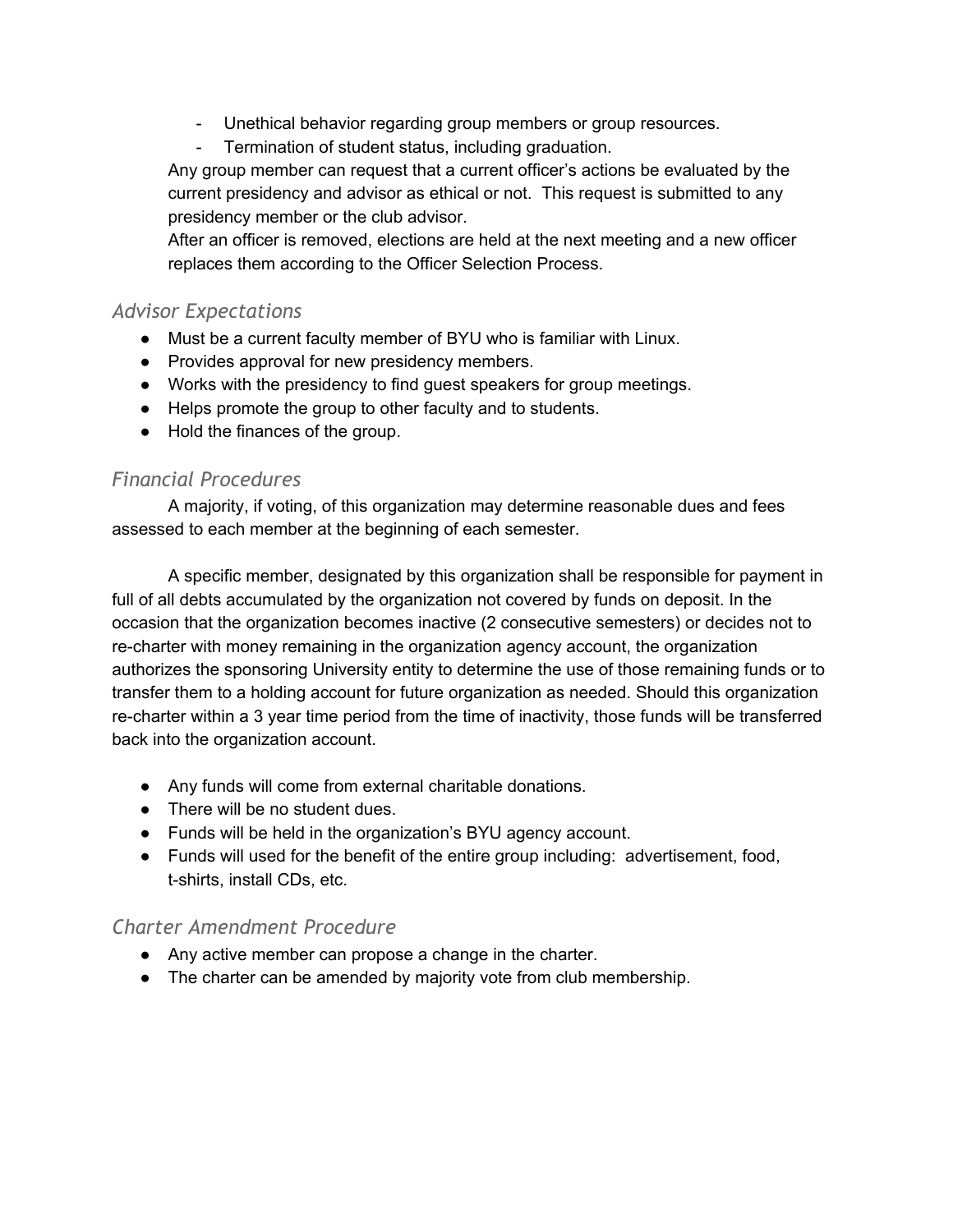- Unethical behavior regarding group members or group resources.
- Termination of student status, including graduation.

Any group member can request that a current officer's actions be evaluated by the current presidency and advisor as ethical or not. This request is submitted to any presidency member or the club advisor.

After an officer is removed, elections are held at the next meeting and a new officer replaces them according to the Officer Selection Process.

### *Advisor Expectations*

- Must be a current faculty member of BYU who is familiar with Linux.
- Provides approval for new presidency members.
- Works with the presidency to find guest speakers for group meetings.
- Helps promote the group to other faculty and to students.
- Hold the finances of the group.

### *Financial Procedures*

A majority, if voting, of this organization may determine reasonable dues and fees assessed to each member at the beginning of each semester.

A specific member, designated by this organization shall be responsible for payment in full of all debts accumulated by the organization not covered by funds on deposit. In the occasion that the organization becomes inactive (2 consecutive semesters) or decides not to re-charter with money remaining in the organization agency account, the organization authorizes the sponsoring University entity to determine the use of those remaining funds or to transfer them to a holding account for future organization as needed. Should this organization re-charter within a 3 year time period from the time of inactivity, those funds will be transferred back into the organization account.

- Any funds will come from external charitable donations.
- There will be no student dues.
- Funds will be held in the organization's BYU agency account.
- Funds will used for the benefit of the entire group including: advertisement, food, t-shirts, install CDs, etc.

### *Charter Amendment Procedure*

- Any active member can propose a change in the charter.
- The charter can be amended by majority vote from club membership.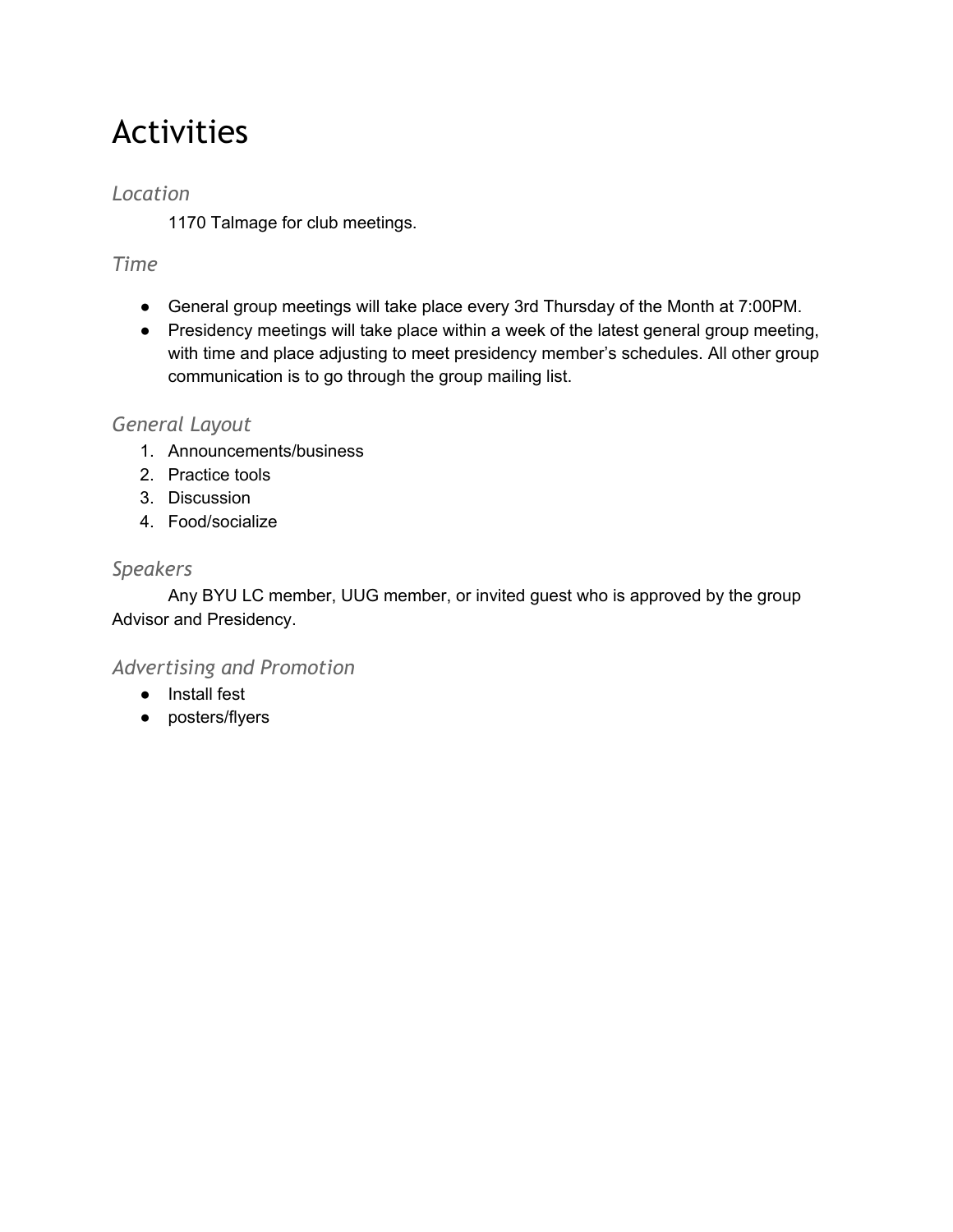# Activities

## *Location*

1170 Talmage for club meetings.

## *Time*

- General group meetings will take place every 3rd Thursday of the Month at 7:00PM.
- Presidency meetings will take place within a week of the latest general group meeting, with time and place adjusting to meet presidency member's schedules. All other group communication is to go through the group mailing list.

## *General Layout*

1. Announcements/business
2. Practice tools
3. Discussion
4. Food/socialize

## *Speakers*

Any BYU LC member, UUG member, or invited guest who is approved by the group Advisor and Presidency.

## *Advertising and Promotion*

- Install fest
- posters/flyers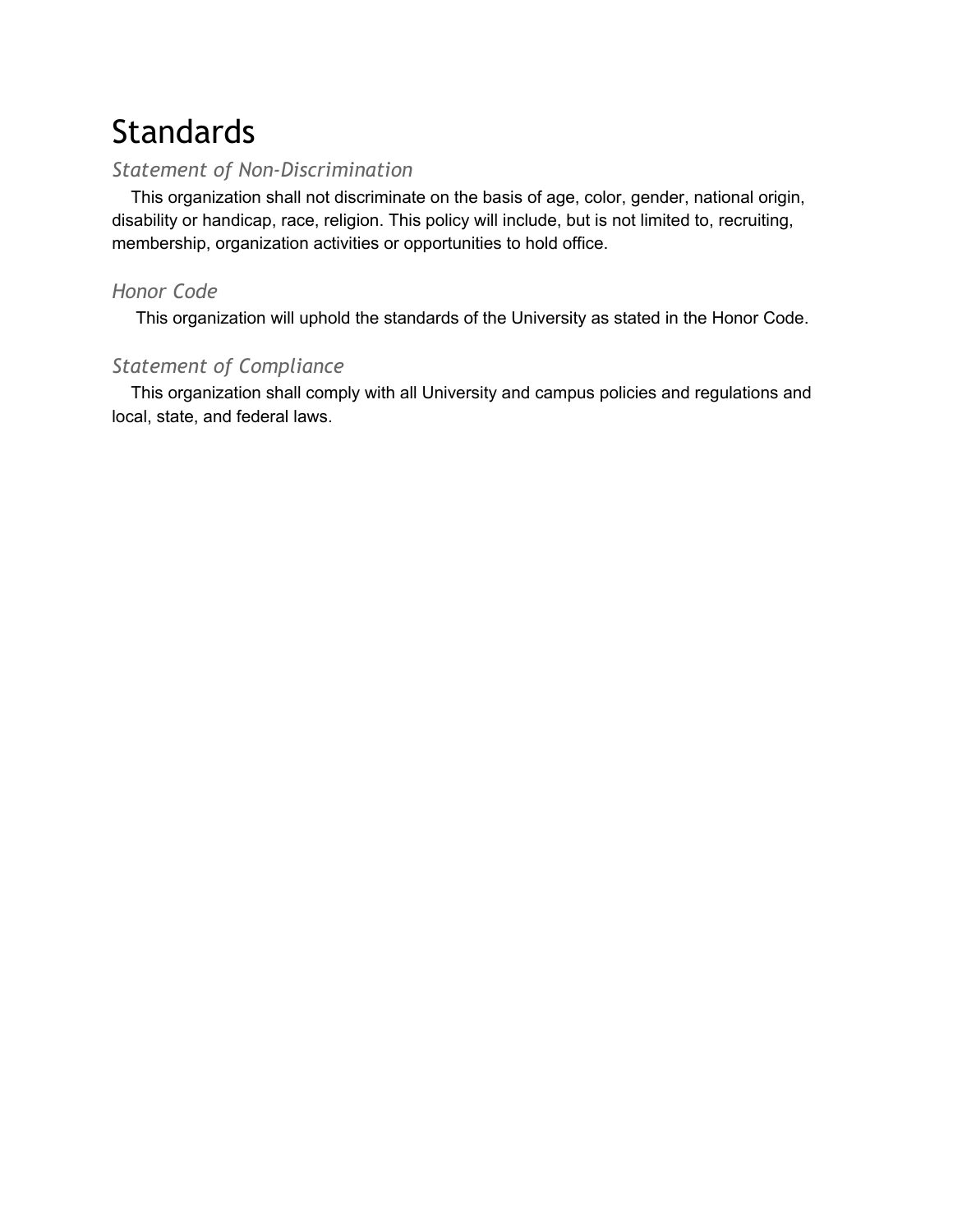# Standards

### *Statement of Non-Discrimination*

This organization shall not discriminate on the basis of age, color, gender, national origin, disability or handicap, race, religion. This policy will include, but is not limited to, recruiting, membership, organization activities or opportunities to hold office.

### *Honor Code*

This organization will uphold the standards of the University as stated in the Honor Code.

### *Statement of Compliance*

This organization shall comply with all University and campus policies and regulations and local, state, and federal laws.